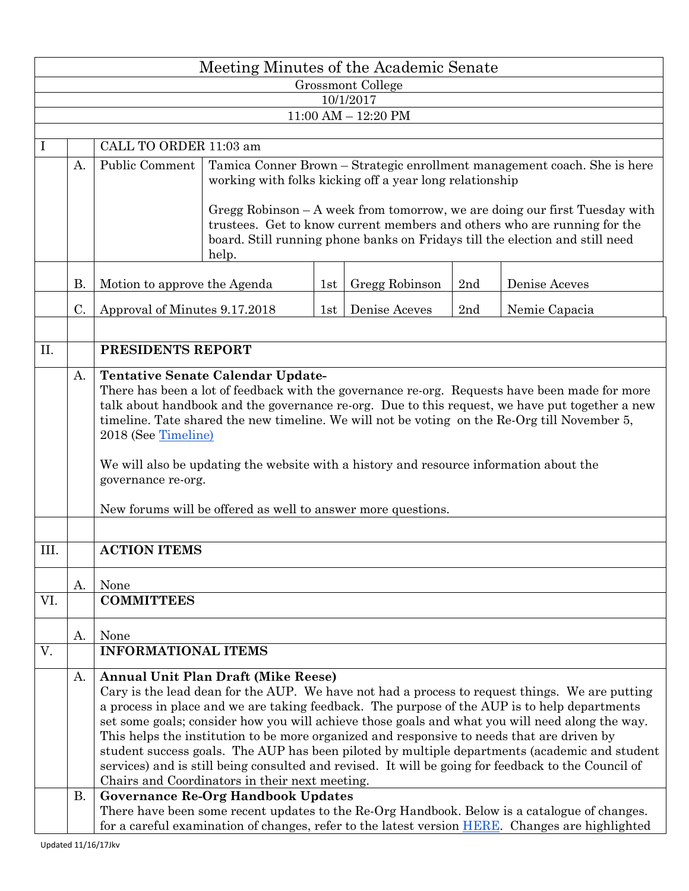# Meeting Minutes of the Academic Senate

Grossmont College

10/1/2017

11:00 AM – 12:20 PM

| | | | | | | | |
|---|---|---|---|---|---|---|---|
| I | | CALL TO ORDER 11:03 am | | | | | |
| | A. | Public Comment | Tamica Conner Brown – Strategic enrollment management coach. She is here working with folks kicking off a year long relationship<br><br>Gregg Robinson – A week from tomorrow, we are doing our first Tuesday with trustees. Get to know current members and others who are running for the board. Still running phone banks on Fridays till the election and still need help. | | | | |
| | B. | Motion to approve the Agenda | | 1st | Gregg Robinson | 2nd | Denise Aceves |
| | C. | Approval of Minutes 9.17.2018 | | 1st | Denise Aceves | 2nd | Nemie Capacia |

## II. PRESIDENTS REPORT

**A. Tentative Senate Calendar Update-**

There has been a lot of feedback with the governance re-org. Requests have been made for more talk about handbook and the governance re-org. Due to this request, we have put together a new timeline. Tate shared the new timeline. We will not be voting on the Re-Org till November 5, 2018 (See [Timeline)]()

We will also be updating the website with a history and resource information about the governance re-org.

New forums will be offered as well to answer more questions.

## III. ACTION ITEMS

A. None

## VI. COMMITTEES

A. None

## V. INFORMATIONAL ITEMS

**A. Annual Unit Plan Draft (Mike Reese)**

Cary is the lead dean for the AUP. We have not had a process to request things. We are putting a process in place and we are taking feedback. The purpose of the AUP is to help departments set some goals; consider how you will achieve those goals and what you will need along the way. This helps the institution to be more organized and responsive to needs that are driven by student success goals. The AUP has been piloted by multiple departments (academic and student services) and is still being consulted and revised. It will be going for feedback to the Council of Chairs and Coordinators in their next meeting.

**B. Governance Re-Org Handbook Updates**

There have been some recent updates to the Re-Org Handbook. Below is a catalogue of changes. for a careful examination of changes, refer to the latest version [HERE](). Changes are highlighted

Updated 11/16/17Jkv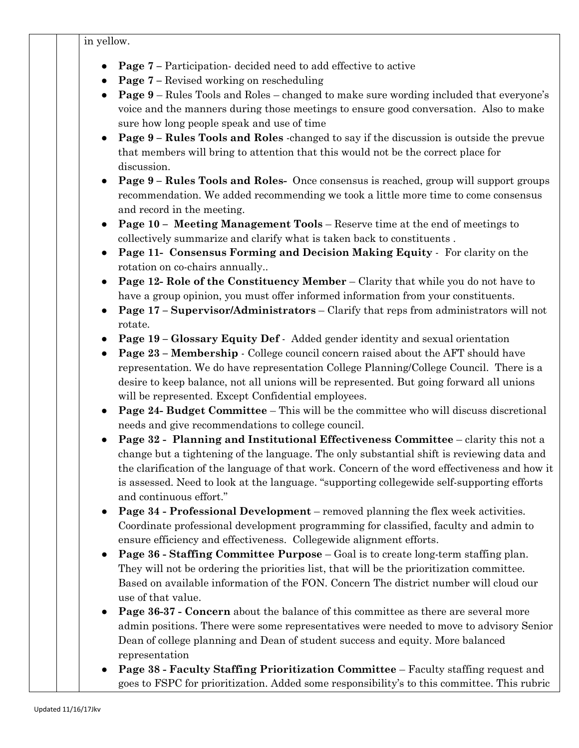in yellow.

- **Page 7 –** Participation- decided need to add effective to active
- **Page 7 –** Revised working on rescheduling
- **Page 9** – Rules Tools and Roles – changed to make sure wording included that everyone's voice and the manners during those meetings to ensure good conversation. Also to make sure how long people speak and use of time
- **Page 9 – Rules Tools and Roles** -changed to say if the discussion is outside the prevue that members will bring to attention that this would not be the correct place for discussion.
- **Page 9 – Rules Tools and Roles-** Once consensus is reached, group will support groups recommendation. We added recommending we took a little more time to come consensus and record in the meeting.
- **Page 10 – Meeting Management Tools** – Reserve time at the end of meetings to collectively summarize and clarify what is taken back to constituents .
- **Page 11- Consensus Forming and Decision Making Equity** - For clarity on the rotation on co-chairs annually..
- **Page 12- Role of the Constituency Member** – Clarity that while you do not have to have a group opinion, you must offer informed information from your constituents.
- **Page 17 – Supervisor/Administrators** – Clarify that reps from administrators will not rotate.
- **Page 19 – Glossary Equity Def** - Added gender identity and sexual orientation
- **Page 23 – Membership** - College council concern raised about the AFT should have representation. We do have representation College Planning/College Council. There is a desire to keep balance, not all unions will be represented. But going forward all unions will be represented. Except Confidential employees.
- **Page 24- Budget Committee** – This will be the committee who will discuss discretional needs and give recommendations to college council.
- **Page 32 - Planning and Institutional Effectiveness Committee** – clarity this not a change but a tightening of the language. The only substantial shift is reviewing data and the clarification of the language of that work. Concern of the word effectiveness and how it is assessed. Need to look at the language. "supporting collegewide self-supporting efforts and continuous effort."
- **Page 34 - Professional Development** – removed planning the flex week activities. Coordinate professional development programming for classified, faculty and admin to ensure efficiency and effectiveness. Collegewide alignment efforts.
- **Page 36 - Staffing Committee Purpose** – Goal is to create long-term staffing plan. They will not be ordering the priorities list, that will be the prioritization committee. Based on available information of the FON. Concern The district number will cloud our use of that value.
- **Page 36-37 - Concern** about the balance of this committee as there are several more admin positions. There were some representatives were needed to move to advisory Senior Dean of college planning and Dean of student success and equity. More balanced representation
- **Page 38 - Faculty Staffing Prioritization Committee** – Faculty staffing request and goes to FSPC for prioritization. Added some responsibility's to this committee. This rubric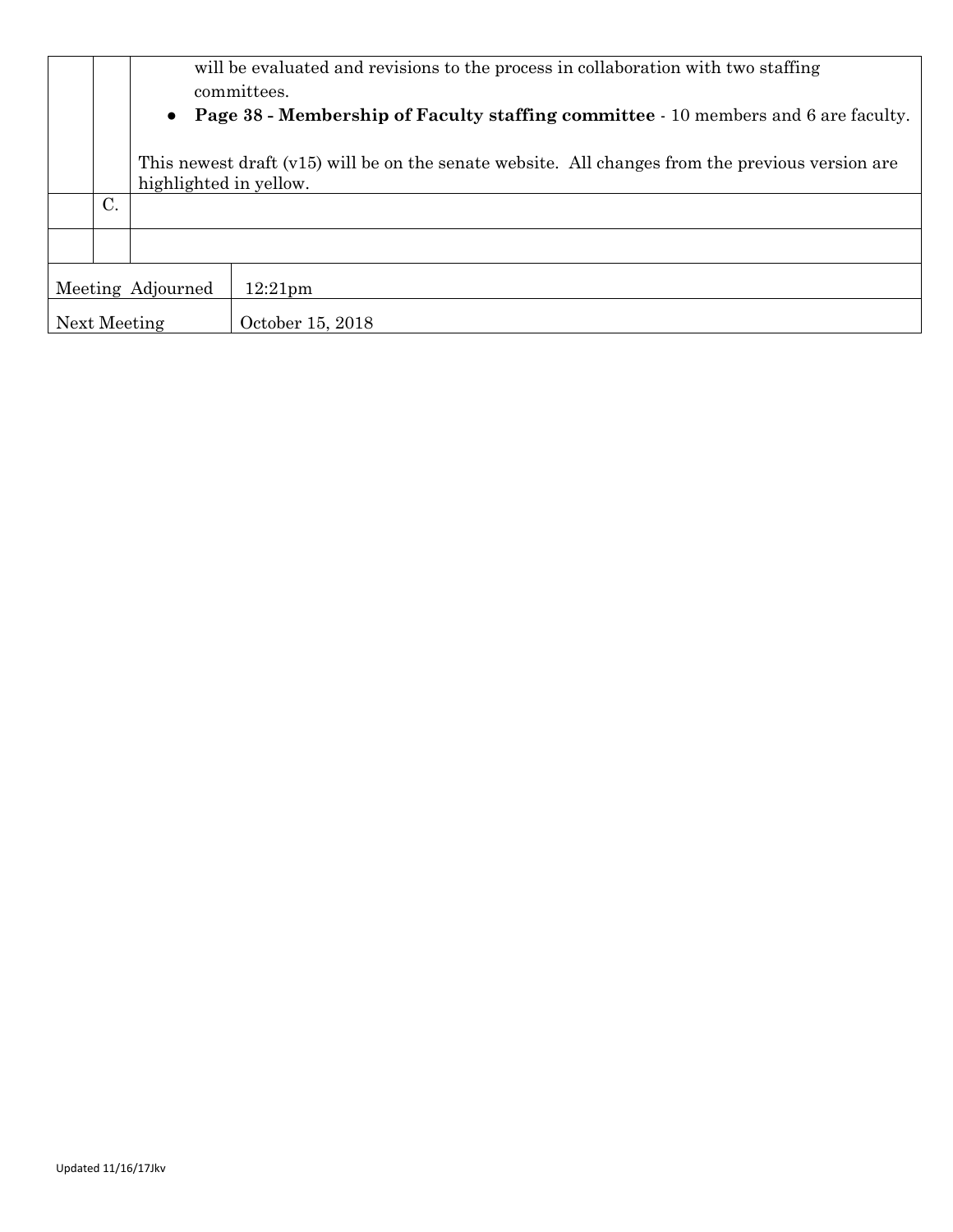|  |  |  |
|---|---|---|
|  |  | will be evaluated and revisions to the process in collaboration with two staffing committees.<br>• **Page 38 - Membership of Faculty staffing committee** - 10 members and 6 are faculty.<br><br>This newest draft (v15) will be on the senate website. All changes from the previous version are highlighted in yellow. |
|  | C. |  |
|  |  |  |

|  |  |
|---|---|
| Meeting Adjourned | 12:21pm |
| Next Meeting | October 15, 2018 |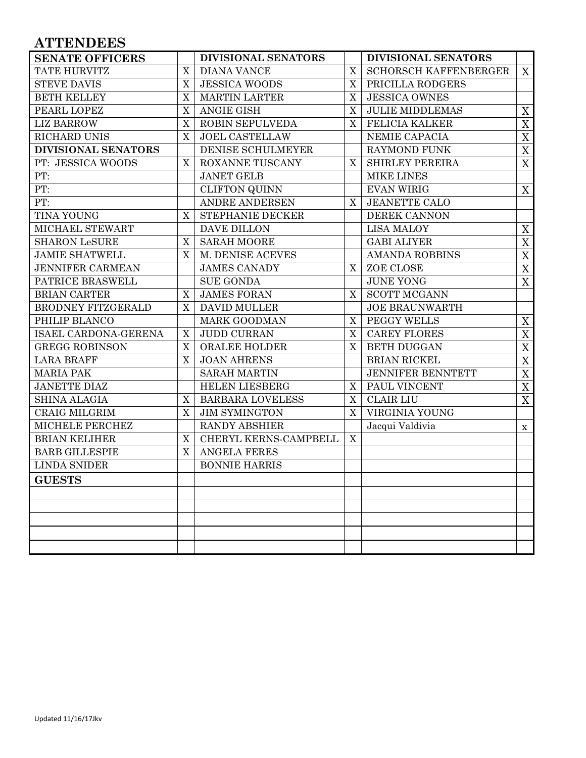## ATTENDEES

| SENATE OFFICERS | | DIVISIONAL SENATORS | | DIVISIONAL SENATORS | |
|---|---|---|---|---|---|
| TATE HURVITZ | X | DIANA VANCE | X | SCHORSCH KAFFENBERGER | X |
| STEVE DAVIS | X | JESSICA WOODS | X | PRICILLA RODGERS | |
| BETH KELLEY | X | MARTIN LARTER | X | JESSICA OWNES | |
| PEARL LOPEZ | X | ANGIE GISH | X | JULIE MIDDLEMAS | X |
| LIZ BARROW | X | ROBIN SEPULVEDA | X | FELICIA KALKER | X |
| RICHARD UNIS | X | JOEL CASTELLAW | | NEMIE CAPACIA | X |
| **DIVISIONAL SENATORS** | | DENISE SCHULMEYER | | RAYMOND FUNK | X |
| PT: JESSICA WOODS | X | ROXANNE TUSCANY | X | SHIRLEY PEREIRA | X |
| PT: | | JANET GELB | | MIKE LINES | |
| PT: | | CLIFTON QUINN | | EVAN WIRIG | X |
| PT: | | ANDRE ANDERSEN | X | JEANETTE CALO | |
| TINA YOUNG | X | STEPHANIE DECKER | | DEREK CANNON | |
| MICHAEL STEWART | | DAVE DILLON | | LISA MALOY | X |
| SHARON LeSURE | X | SARAH MOORE | | GABI ALIYER | X |
| JAMIE SHATWELL | X | M. DENISE ACEVES | | AMANDA ROBBINS | X |
| JENNIFER CARMEAN | | JAMES CANADY | X | ZOE CLOSE | X |
| PATRICE BRASWELL | | SUE GONDA | | JUNE YONG | X |
| BRIAN CARTER | X | JAMES FORAN | X | SCOTT MCGANN | |
| BRODNEY FITZGERALD | X | DAVID MULLER | | JOE BRAUNWARTH | |
| PHILIP BLANCO | | MARK GOODMAN | X | PEGGY WELLS | X |
| ISAEL CARDONA-GERENA | X | JUDD CURRAN | X | CAREY FLORES | X |
| GREGG ROBINSON | X | ORALEE HOLDER | X | BETH DUGGAN | X |
| LARA BRAFF | X | JOAN AHRENS | | BRIAN RICKEL | X |
| MARIA PAK | | SARAH MARTIN | | JENNIFER BENNTETT | X |
| JANETTE DIAZ | | HELEN LIESBERG | X | PAUL VINCENT | X |
| SHINA ALAGIA | X | BARBARA LOVELESS | X | CLAIR LIU | X |
| CRAIG MILGRIM | X | JIM SYMINGTON | X | VIRGINIA YOUNG | |
| MICHELE PERCHEZ | | RANDY ABSHIER | | Jacqui Valdivia | x |
| BRIAN KELIHER | X | CHERYL KERNS-CAMPBELL | X | | |
| BARB GILLESPIE | X | ANGELA FERES | | | |
| LINDA SNIDER | | BONNIE HARRIS | | | |
| **GUESTS** | | | | | |
| | | | | | |
| | | | | | |
| | | | | | |
| | | | | | |
| | | | | | |

Updated 11/16/17Jkv